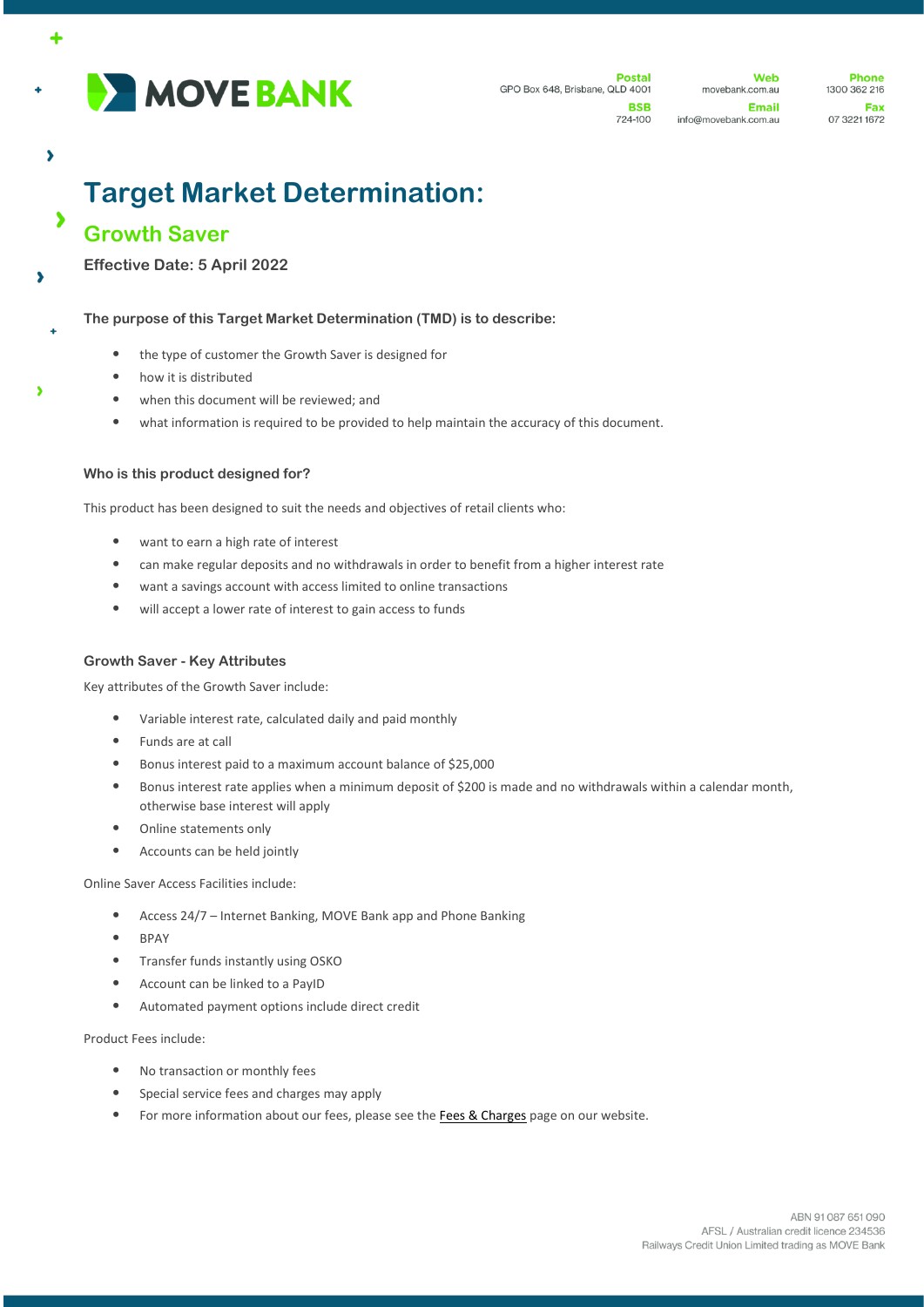MOVE BANK

**Postal**
GPO Box 648, Brisbane, QLD 4001

**BSB**
724-100

**Web**
movebank.com.au

**Email**
info@movebank.com.au

**Phone**
1300 362 216

**Fax**
07 3221 1672

# Target Market Determination:

## Growth Saver

**Effective Date: 5 April 2022**

**The purpose of this Target Market Determination (TMD) is to describe:**

- the type of customer the Growth Saver is designed for
- how it is distributed
- when this document will be reviewed; and
- what information is required to be provided to help maintain the accuracy of this document.

### Who is this product designed for?

This product has been designed to suit the needs and objectives of retail clients who:

- want to earn a high rate of interest
- can make regular deposits and no withdrawals in order to benefit from a higher interest rate
- want a savings account with access limited to online transactions
- will accept a lower rate of interest to gain access to funds

### Growth Saver - Key Attributes

Key attributes of the Growth Saver include:

- Variable interest rate, calculated daily and paid monthly
- Funds are at call
- Bonus interest paid to a maximum account balance of $25,000
- Bonus interest rate applies when a minimum deposit of $200 is made and no withdrawals within a calendar month, otherwise base interest will apply
- Online statements only
- Accounts can be held jointly

Online Saver Access Facilities include:

- Access 24/7 – Internet Banking, MOVE Bank app and Phone Banking
- BPAY
- Transfer funds instantly using OSKO
- Account can be linked to a PayID
- Automated payment options include direct credit

Product Fees include:

- No transaction or monthly fees
- Special service fees and charges may apply
- For more information about our fees, please see the Fees & Charges page on our website.

ABN 91 087 651 090
AFSL / Australian credit licence 234536
Railways Credit Union Limited trading as MOVE Bank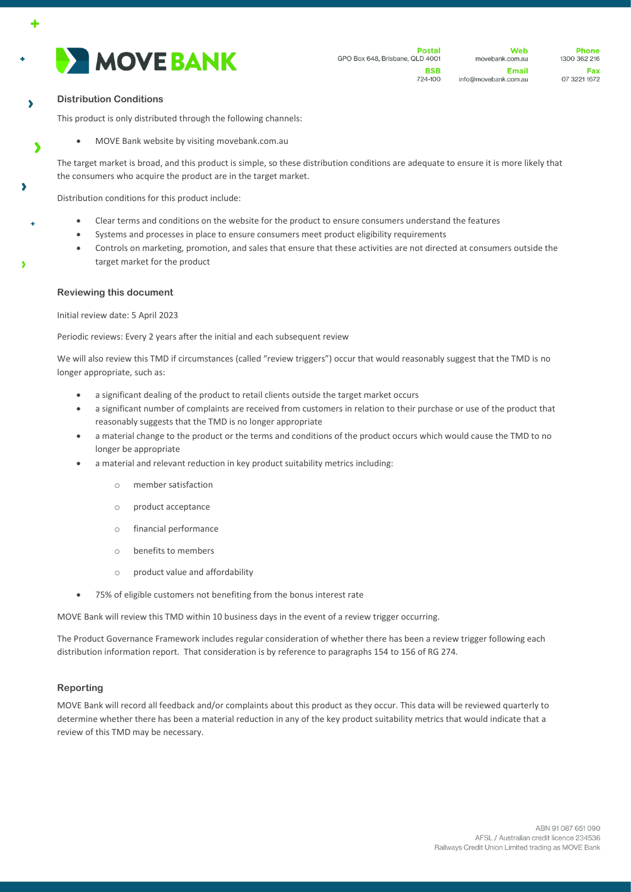### Distribution Conditions

This product is only distributed through the following channels:

- MOVE Bank website by visiting movebank.com.au

The target market is broad, and this product is simple, so these distribution conditions are adequate to ensure it is more likely that the consumers who acquire the product are in the target market.

Distribution conditions for this product include:

- Clear terms and conditions on the website for the product to ensure consumers understand the features
- Systems and processes in place to ensure consumers meet product eligibility requirements
- Controls on marketing, promotion, and sales that ensure that these activities are not directed at consumers outside the target market for the product

### Reviewing this document

Initial review date: 5 April 2023

Periodic reviews: Every 2 years after the initial and each subsequent review

We will also review this TMD if circumstances (called "review triggers") occur that would reasonably suggest that the TMD is no longer appropriate, such as:

- a significant dealing of the product to retail clients outside the target market occurs
- a significant number of complaints are received from customers in relation to their purchase or use of the product that reasonably suggests that the TMD is no longer appropriate
- a material change to the product or the terms and conditions of the product occurs which would cause the TMD to no longer be appropriate
- a material and relevant reduction in key product suitability metrics including:
  - member satisfaction
  - product acceptance
  - financial performance
  - benefits to members
  - product value and affordability
- 75% of eligible customers not benefiting from the bonus interest rate

MOVE Bank will review this TMD within 10 business days in the event of a review trigger occurring.

The Product Governance Framework includes regular consideration of whether there has been a review trigger following each distribution information report. That consideration is by reference to paragraphs 154 to 156 of RG 274.

### Reporting

MOVE Bank will record all feedback and/or complaints about this product as they occur. This data will be reviewed quarterly to determine whether there has been a material reduction in any of the key product suitability metrics that would indicate that a review of this TMD may be necessary.